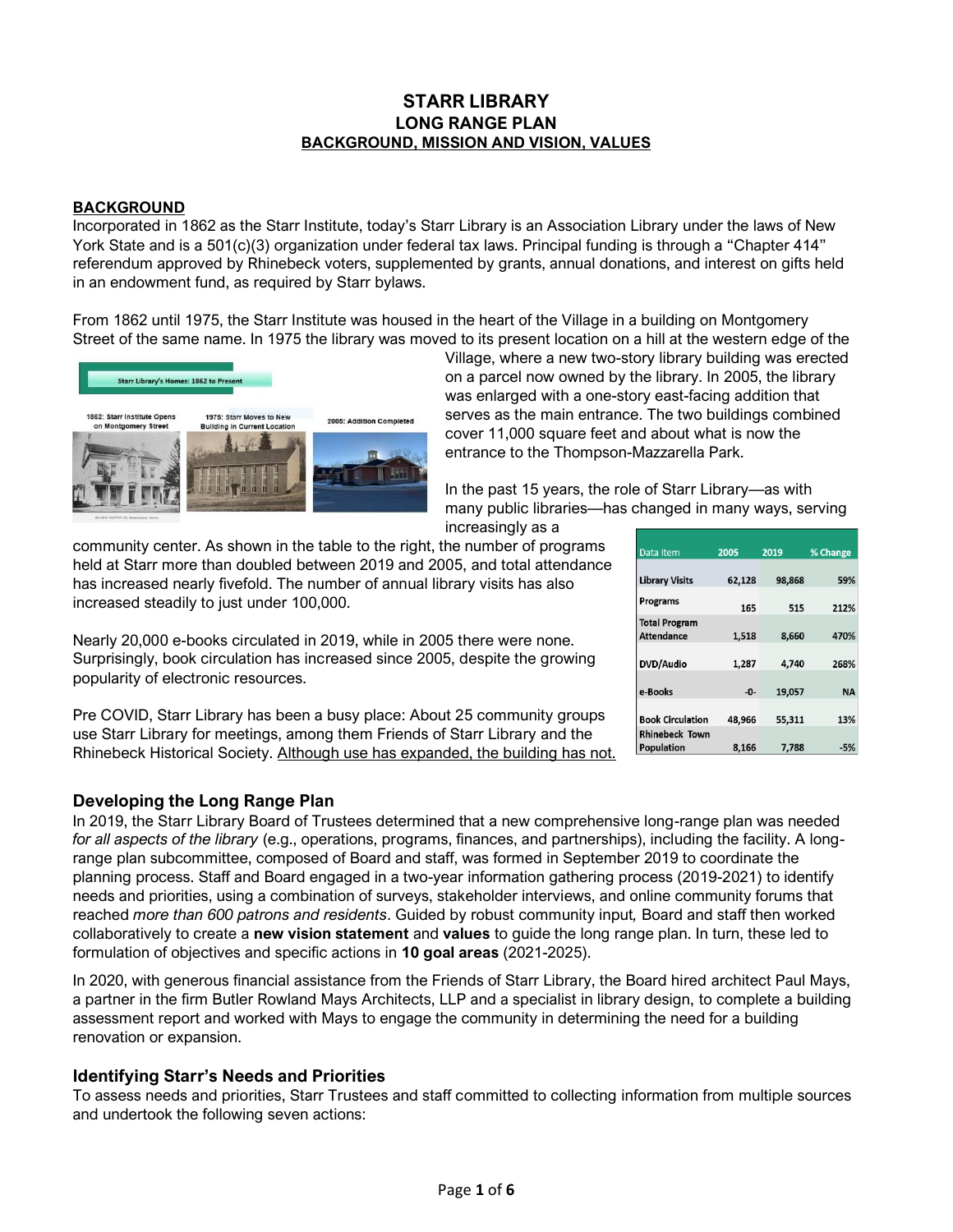# STARR LIBRARY
## LONG RANGE PLAN
### BACKGROUND, MISSION AND VISION, VALUES

**BACKGROUND**

Incorporated in 1862 as the Starr Institute, today's Starr Library is an Association Library under the laws of New York State and is a 501(c)(3) organization under federal tax laws. Principal funding is through a "Chapter 414" referendum approved by Rhinebeck voters, supplemented by grants, annual donations, and interest on gifts held in an endowment fund, as required by Starr bylaws.

From 1862 until 1975, the Starr Institute was housed in the heart of the Village in a building on Montgomery Street of the same name. In 1975 the library was moved to its present location on a hill at the western edge of the Village, where a new two-story library building was erected on a parcel now owned by the library. In 2005, the library was enlarged with a one-story east-facing addition that serves as the main entrance. The two buildings combined cover 11,000 square feet and about what is now the entrance to the Thompson-Mazzarella Park.

Starr Library's Homes: 1862 to Present

1862: Starr Institute Opens on Montgomery Street — 1975: Starr Moves to New Building in Current Location — 2005: Addition Completed

In the past 15 years, the role of Starr Library—as with many public libraries—has changed in many ways, serving increasingly as a community center. As shown in the table to the right, the number of programs held at Starr more than doubled between 2019 and 2005, and total attendance has increased nearly fivefold. The number of annual library visits has also increased steadily to just under 100,000.

| Data Item | 2005 | 2019 | % Change |
|---|---|---|---|
| Library Visits | 62,128 | 98,868 | 59% |
| Programs | 165 | 515 | 212% |
| Total Program Attendance | 1,518 | 8,660 | 470% |
| DVD/Audio | 1,287 | 4,740 | 268% |
| e-Books | -0- | 19,057 | NA |
| Book Circulation | 48,966 | 55,311 | 13% |
| Rhinebeck Town Population | 8,166 | 7,788 | -5% |

Nearly 20,000 e-books circulated in 2019, while in 2005 there were none. Surprisingly, book circulation has increased since 2005, despite the growing popularity of electronic resources.

Pre COVID, Starr Library has been a busy place: About 25 community groups use Starr Library for meetings, among them Friends of Starr Library and the Rhinebeck Historical Society. <u>Although use has expanded, the building has not.</u>

## Developing the Long Range Plan

In 2019, the Starr Library Board of Trustees determined that a new comprehensive long-range plan was needed *for all aspects of the library* (e.g., operations, programs, finances, and partnerships), including the facility. A long-range plan subcommittee, composed of Board and staff, was formed in September 2019 to coordinate the planning process. Staff and Board engaged in a two-year information gathering process (2019-2021) to identify needs and priorities, using a combination of surveys, stakeholder interviews, and online community forums that reached *more than 600 patrons and residents*. Guided by robust community input*,* Board and staff then worked collaboratively to create a **new vision statement** and **values** to guide the long range plan. In turn, these led to formulation of objectives and specific actions in **10 goal areas** (2021-2025).

In 2020, with generous financial assistance from the Friends of Starr Library, the Board hired architect Paul Mays, a partner in the firm Butler Rowland Mays Architects, LLP and a specialist in library design, to complete a building assessment report and worked with Mays to engage the community in determining the need for a building renovation or expansion.

## Identifying Starr's Needs and Priorities

To assess needs and priorities, Starr Trustees and staff committed to collecting information from multiple sources and undertook the following seven actions: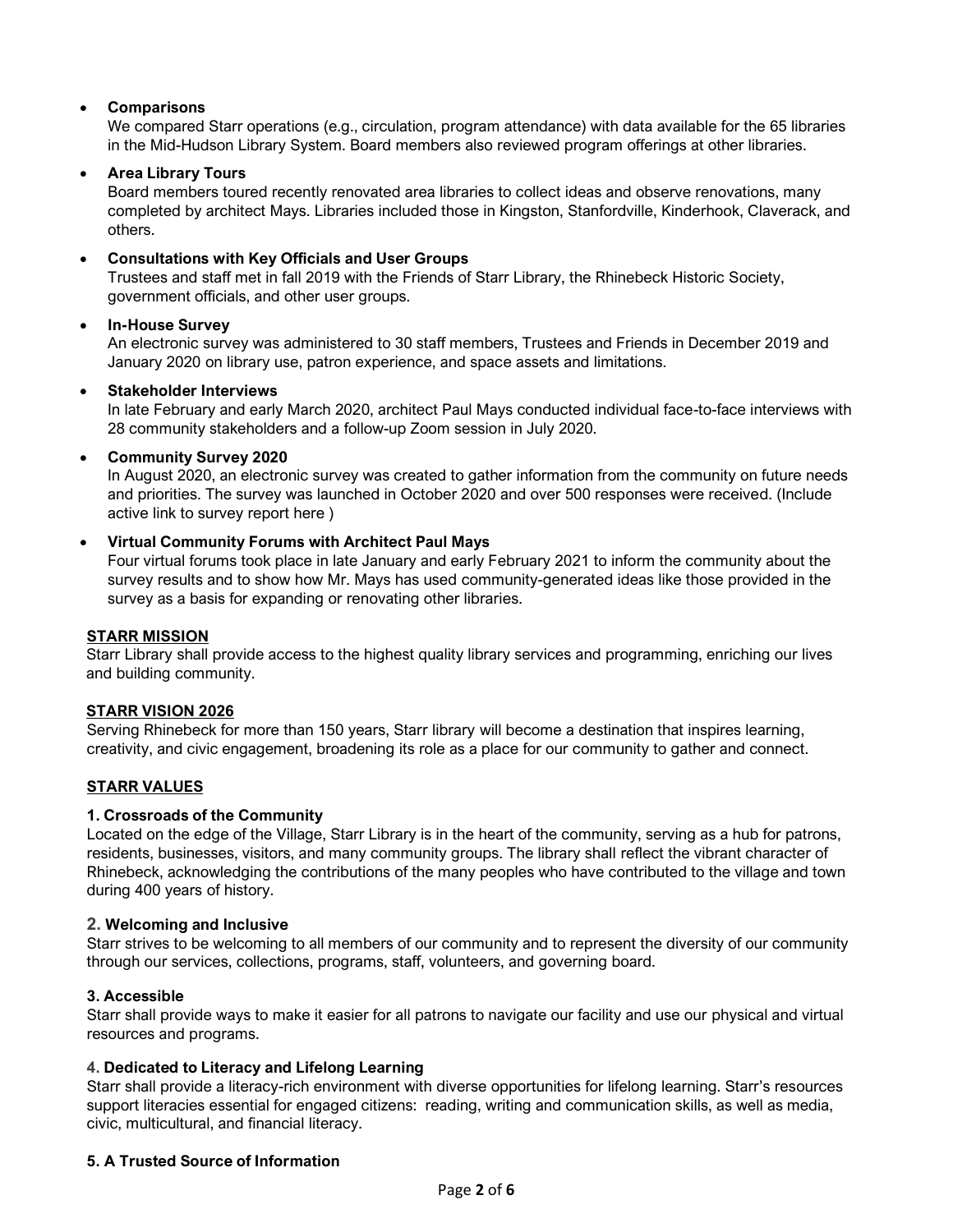- **Comparisons**
  We compared Starr operations (e.g., circulation, program attendance) with data available for the 65 libraries in the Mid-Hudson Library System. Board members also reviewed program offerings at other libraries.
- **Area Library Tours**
  Board members toured recently renovated area libraries to collect ideas and observe renovations, many completed by architect Mays. Libraries included those in Kingston, Stanfordville, Kinderhook, Claverack, and others.
- **Consultations with Key Officials and User Groups**
  Trustees and staff met in fall 2019 with the Friends of Starr Library, the Rhinebeck Historic Society, government officials, and other user groups.
- **In-House Survey**
  An electronic survey was administered to 30 staff members, Trustees and Friends in December 2019 and January 2020 on library use, patron experience, and space assets and limitations.
- **Stakeholder Interviews**
  In late February and early March 2020, architect Paul Mays conducted individual face-to-face interviews with 28 community stakeholders and a follow-up Zoom session in July 2020.
- **Community Survey 2020**
  In August 2020, an electronic survey was created to gather information from the community on future needs and priorities. The survey was launched in October 2020 and over 500 responses were received. (Include active link to survey report here )
- **Virtual Community Forums with Architect Paul Mays**
  Four virtual forums took place in late January and early February 2021 to inform the community about the survey results and to show how Mr. Mays has used community-generated ideas like those provided in the survey as a basis for expanding or renovating other libraries.

## STARR MISSION

Starr Library shall provide access to the highest quality library services and programming, enriching our lives and building community.

## STARR VISION 2026

Serving Rhinebeck for more than 150 years, Starr library will become a destination that inspires learning, creativity, and civic engagement, broadening its role as a place for our community to gather and connect.

## STARR VALUES

### 1. Crossroads of the Community

Located on the edge of the Village, Starr Library is in the heart of the community, serving as a hub for patrons, residents, businesses, visitors, and many community groups. The library shall reflect the vibrant character of Rhinebeck, acknowledging the contributions of the many peoples who have contributed to the village and town during 400 years of history.

### 2. Welcoming and Inclusive

Starr strives to be welcoming to all members of our community and to represent the diversity of our community through our services, collections, programs, staff, volunteers, and governing board.

### 3. Accessible

Starr shall provide ways to make it easier for all patrons to navigate our facility and use our physical and virtual resources and programs.

### 4. Dedicated to Literacy and Lifelong Learning

Starr shall provide a literacy-rich environment with diverse opportunities for lifelong learning. Starr's resources support literacies essential for engaged citizens: reading, writing and communication skills, as well as media, civic, multicultural, and financial literacy.

### 5. A Trusted Source of Information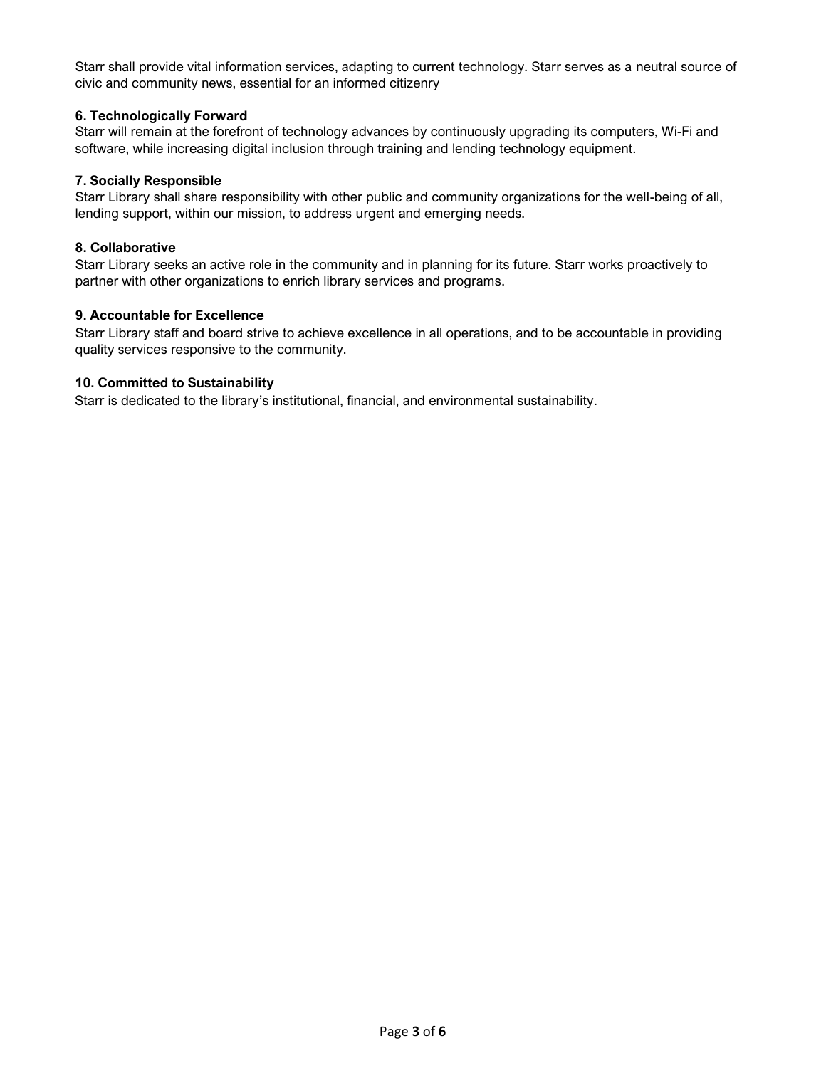Starr shall provide vital information services, adapting to current technology. Starr serves as a neutral source of civic and community news, essential for an informed citizenry

**6. Technologically Forward**
Starr will remain at the forefront of technology advances by continuously upgrading its computers, Wi-Fi and software, while increasing digital inclusion through training and lending technology equipment.

**7. Socially Responsible**
Starr Library shall share responsibility with other public and community organizations for the well-being of all, lending support, within our mission, to address urgent and emerging needs.

**8. Collaborative**
Starr Library seeks an active role in the community and in planning for its future. Starr works proactively to partner with other organizations to enrich library services and programs.

**9. Accountable for Excellence**
Starr Library staff and board strive to achieve excellence in all operations, and to be accountable in providing quality services responsive to the community.

**10. Committed to Sustainability**
Starr is dedicated to the library's institutional, financial, and environmental sustainability.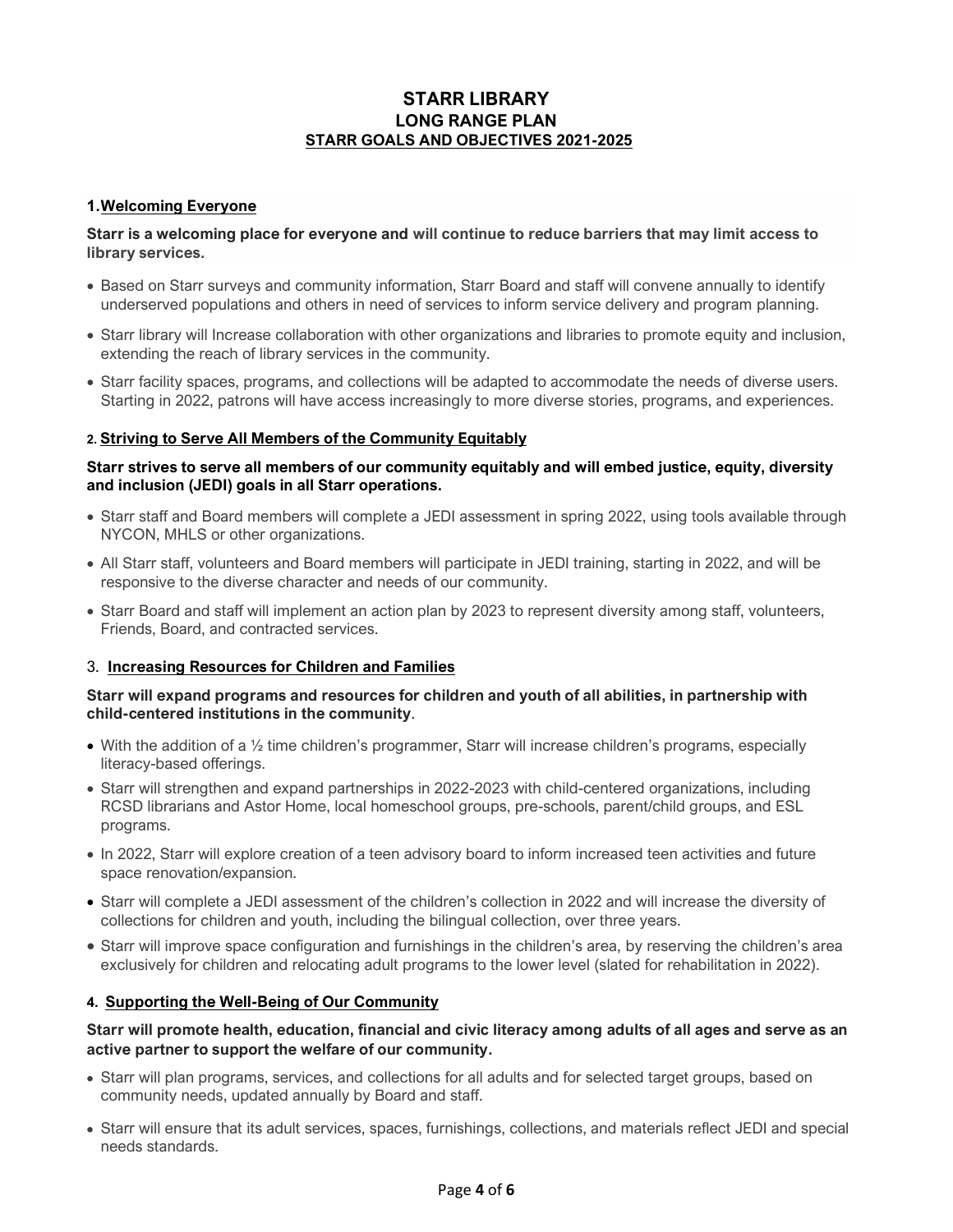# STARR LIBRARY
## LONG RANGE PLAN
## STARR GOALS AND OBJECTIVES 2021-2025

### 1. Welcoming Everyone

**Starr is a welcoming place for everyone and will continue to reduce barriers that may limit access to library services.**

- Based on Starr surveys and community information, Starr Board and staff will convene annually to identify underserved populations and others in need of services to inform service delivery and program planning.
- Starr library will Increase collaboration with other organizations and libraries to promote equity and inclusion, extending the reach of library services in the community.
- Starr facility spaces, programs, and collections will be adapted to accommodate the needs of diverse users. Starting in 2022, patrons will have access increasingly to more diverse stories, programs, and experiences.

### 2. Striving to Serve All Members of the Community Equitably

**Starr strives to serve all members of our community equitably and will embed justice, equity, diversity and inclusion (JEDI) goals in all Starr operations.**

- Starr staff and Board members will complete a JEDI assessment in spring 2022, using tools available through NYCON, MHLS or other organizations.
- All Starr staff, volunteers and Board members will participate in JEDI training, starting in 2022, and will be responsive to the diverse character and needs of our community.
- Starr Board and staff will implement an action plan by 2023 to represent diversity among staff, volunteers, Friends, Board, and contracted services.

### 3. Increasing Resources for Children and Families

**Starr will expand programs and resources for children and youth of all abilities, in partnership with child-centered institutions in the community**.

- With the addition of a ½ time children's programmer, Starr will increase children's programs, especially literacy-based offerings.
- Starr will strengthen and expand partnerships in 2022-2023 with child-centered organizations, including RCSD librarians and Astor Home, local homeschool groups, pre-schools, parent/child groups, and ESL programs.
- In 2022, Starr will explore creation of a teen advisory board to inform increased teen activities and future space renovation/expansion.
- Starr will complete a JEDI assessment of the children's collection in 2022 and will increase the diversity of collections for children and youth, including the bilingual collection, over three years.
- Starr will improve space configuration and furnishings in the children's area, by reserving the children's area exclusively for children and relocating adult programs to the lower level (slated for rehabilitation in 2022).

### 4. Supporting the Well-Being of Our Community

**Starr will promote health, education, financial and civic literacy among adults of all ages and serve as an active partner to support the welfare of our community.**

- Starr will plan programs, services, and collections for all adults and for selected target groups, based on community needs, updated annually by Board and staff.
- Starr will ensure that its adult services, spaces, furnishings, collections, and materials reflect JEDI and special needs standards.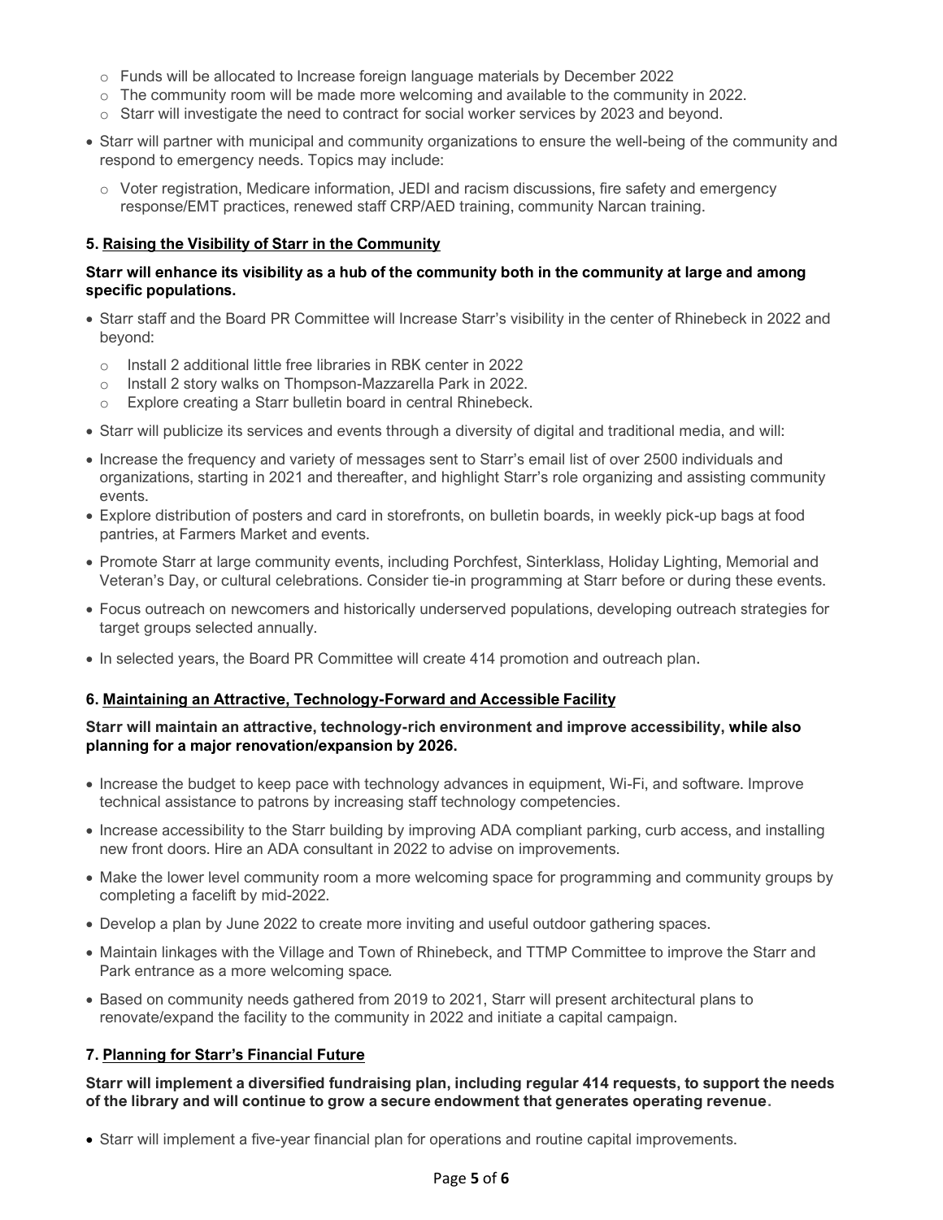- Funds will be allocated to Increase foreign language materials by December 2022
  - The community room will be made more welcoming and available to the community in 2022.
  - Starr will investigate the need to contract for social worker services by 2023 and beyond.

- Starr will partner with municipal and community organizations to ensure the well-being of the community and respond to emergency needs. Topics may include:
  - Voter registration, Medicare information, JEDI and racism discussions, fire safety and emergency response/EMT practices, renewed staff CRP/AED training, community Narcan training.

### 5. Raising the Visibility of Starr in the Community

**Starr will enhance its visibility as a hub of the community both in the community at large and among specific populations.**

- Starr staff and the Board PR Committee will Increase Starr's visibility in the center of Rhinebeck in 2022 and beyond:
  - Install 2 additional little free libraries in RBK center in 2022
  - Install 2 story walks on Thompson-Mazzarella Park in 2022.
  - Explore creating a Starr bulletin board in central Rhinebeck.
- Starr will publicize its services and events through a diversity of digital and traditional media, and will:
- Increase the frequency and variety of messages sent to Starr's email list of over 2500 individuals and organizations, starting in 2021 and thereafter, and highlight Starr's role organizing and assisting community events.
- Explore distribution of posters and card in storefronts, on bulletin boards, in weekly pick-up bags at food pantries, at Farmers Market and events.
- Promote Starr at large community events, including Porchfest, Sinterklass, Holiday Lighting, Memorial and Veteran's Day, or cultural celebrations. Consider tie-in programming at Starr before or during these events.
- Focus outreach on newcomers and historically underserved populations, developing outreach strategies for target groups selected annually.
- In selected years, the Board PR Committee will create 414 promotion and outreach plan.

### 6. Maintaining an Attractive, Technology-Forward and Accessible Facility

**Starr will maintain an attractive, technology-rich environment and improve accessibility, while also planning for a major renovation/expansion by 2026.**

- Increase the budget to keep pace with technology advances in equipment, Wi-Fi, and software. Improve technical assistance to patrons by increasing staff technology competencies.
- Increase accessibility to the Starr building by improving ADA compliant parking, curb access, and installing new front doors. Hire an ADA consultant in 2022 to advise on improvements.
- Make the lower level community room a more welcoming space for programming and community groups by completing a facelift by mid-2022.
- Develop a plan by June 2022 to create more inviting and useful outdoor gathering spaces.
- Maintain linkages with the Village and Town of Rhinebeck, and TTMP Committee to improve the Starr and Park entrance as a more welcoming space.
- Based on community needs gathered from 2019 to 2021, Starr will present architectural plans to renovate/expand the facility to the community in 2022 and initiate a capital campaign.

### 7. Planning for Starr's Financial Future

**Starr will implement a diversified fundraising plan, including regular 414 requests, to support the needs of the library and will continue to grow a secure endowment that generates operating revenue.**

- Starr will implement a five-year financial plan for operations and routine capital improvements.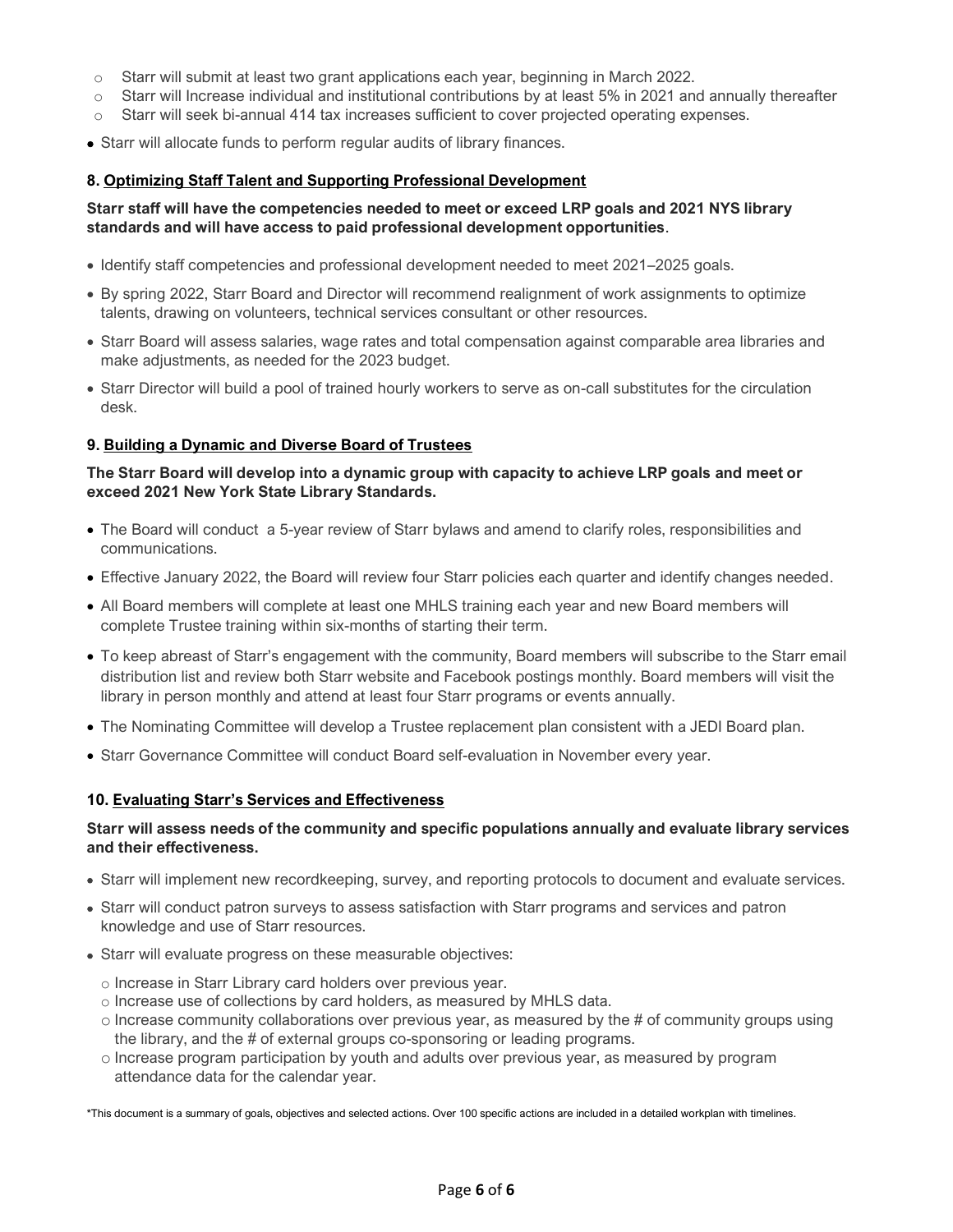- Starr will submit at least two grant applications each year, beginning in March 2022.
- Starr will Increase individual and institutional contributions by at least 5% in 2021 and annually thereafter
- Starr will seek bi-annual 414 tax increases sufficient to cover projected operating expenses.

- Starr will allocate funds to perform regular audits of library finances.

### 8. Optimizing Staff Talent and Supporting Professional Development

**Starr staff will have the competencies needed to meet or exceed LRP goals and 2021 NYS library standards and will have access to paid professional development opportunities**.

- Identify staff competencies and professional development needed to meet 2021–2025 goals.
- By spring 2022, Starr Board and Director will recommend realignment of work assignments to optimize talents, drawing on volunteers, technical services consultant or other resources.
- Starr Board will assess salaries, wage rates and total compensation against comparable area libraries and make adjustments, as needed for the 2023 budget.
- Starr Director will build a pool of trained hourly workers to serve as on-call substitutes for the circulation desk.

### 9. Building a Dynamic and Diverse Board of Trustees

**The Starr Board will develop into a dynamic group with capacity to achieve LRP goals and meet or exceed 2021 New York State Library Standards.**

- The Board will conduct a 5-year review of Starr bylaws and amend to clarify roles, responsibilities and communications.
- Effective January 2022, the Board will review four Starr policies each quarter and identify changes needed.
- All Board members will complete at least one MHLS training each year and new Board members will complete Trustee training within six-months of starting their term.
- To keep abreast of Starr's engagement with the community, Board members will subscribe to the Starr email distribution list and review both Starr website and Facebook postings monthly. Board members will visit the library in person monthly and attend at least four Starr programs or events annually.
- The Nominating Committee will develop a Trustee replacement plan consistent with a JEDI Board plan.
- Starr Governance Committee will conduct Board self-evaluation in November every year.

### 10. Evaluating Starr's Services and Effectiveness

**Starr will assess needs of the community and specific populations annually and evaluate library services and their effectiveness.**

- Starr will implement new recordkeeping, survey, and reporting protocols to document and evaluate services.
- Starr will conduct patron surveys to assess satisfaction with Starr programs and services and patron knowledge and use of Starr resources.
- Starr will evaluate progress on these measurable objectives:
  - Increase in Starr Library card holders over previous year.
  - Increase use of collections by card holders, as measured by MHLS data.
  - Increase community collaborations over previous year, as measured by the # of community groups using the library, and the # of external groups co-sponsoring or leading programs.
  - Increase program participation by youth and adults over previous year, as measured by program attendance data for the calendar year.

*This document is a summary of goals, objectives and selected actions. Over 100 specific actions are included in a detailed workplan with timelines.